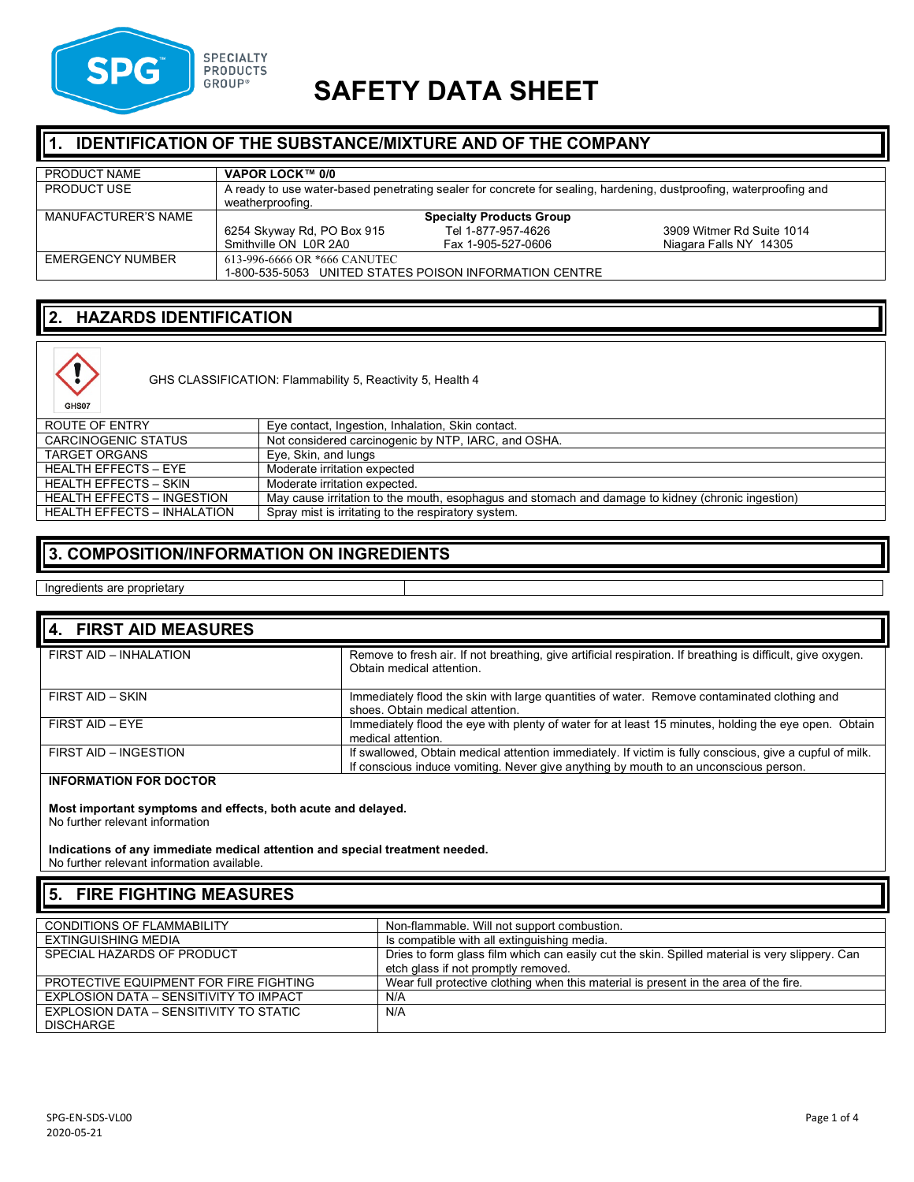# SAFETY DATA SHEET

## 1. IDENTIFICATION OF THE SUBSTANCE/MIXTURE AND OF THE COMPANY

| | |
|---|---|
| PRODUCT NAME | **VAPOR LOCK™ 0/0** |
| PRODUCT USE | A ready to use water-based penetrating sealer for concrete for sealing, hardening, dustproofing, waterproofing and weatherproofing. |
| MANUFACTURER'S NAME | **Specialty Products Group**<br>6254 Skyway Rd, PO Box 915 Smithville ON L0R 2A0<br>Tel 1-877-957-4626 Fax 1-905-527-0606<br>3909 Witmer Rd Suite 1014 Niagara Falls NY 14305 |
| EMERGENCY NUMBER | 613-996-6666 OR *666 CANUTEC<br>1-800-535-5053 UNITED STATES POISON INFORMATION CENTRE |

## 2. HAZARDS IDENTIFICATION

GHS07

GHS CLASSIFICATION: Flammability 5, Reactivity 5, Health 4

| | |
|---|---|
| ROUTE OF ENTRY | Eye contact, Ingestion, Inhalation, Skin contact. |
| CARCINOGENIC STATUS | Not considered carcinogenic by NTP, IARC, and OSHA. |
| TARGET ORGANS | Eye, Skin, and lungs |
| HEALTH EFFECTS – EYE | Moderate irritation expected |
| HEALTH EFFECTS – SKIN | Moderate irritation expected. |
| HEALTH EFFECTS – INGESTION | May cause irritation to the mouth, esophagus and stomach and damage to kidney (chronic ingestion) |
| HEALTH EFFECTS – INHALATION | Spray mist is irritating to the respiratory system. |

## 3. COMPOSITION/INFORMATION ON INGREDIENTS

| | |
|---|---|
| Ingredients are proprietary | |

## 4. FIRST AID MEASURES

| | |
|---|---|
| FIRST AID – INHALATION | Remove to fresh air. If not breathing, give artificial respiration. If breathing is difficult, give oxygen. Obtain medical attention. |
| FIRST AID – SKIN | Immediately flood the skin with large quantities of water. Remove contaminated clothing and shoes. Obtain medical attention. |
| FIRST AID – EYE | Immediately flood the eye with plenty of water for at least 15 minutes, holding the eye open. Obtain medical attention. |
| FIRST AID – INGESTION | If swallowed, Obtain medical attention immediately. If victim is fully conscious, give a cupful of milk. If conscious induce vomiting. Never give anything by mouth to an unconscious person. |

**INFORMATION FOR DOCTOR**

**Most important symptoms and effects, both acute and delayed.**
No further relevant information

**Indications of any immediate medical attention and special treatment needed.**
No further relevant information available.

## 5. FIRE FIGHTING MEASURES

| | |
|---|---|
| CONDITIONS OF FLAMMABILITY | Non-flammable. Will not support combustion. |
| EXTINGUISHING MEDIA | Is compatible with all extinguishing media. |
| SPECIAL HAZARDS OF PRODUCT | Dries to form glass film which can easily cut the skin. Spilled material is very slippery. Can etch glass if not promptly removed. |
| PROTECTIVE EQUIPMENT FOR FIRE FIGHTING | Wear full protective clothing when this material is present in the area of the fire. |
| EXPLOSION DATA – SENSITIVITY TO IMPACT | N/A |
| EXPLOSION DATA – SENSITIVITY TO STATIC DISCHARGE | N/A |

SPG-EN-SDS-VL00
2020-05-21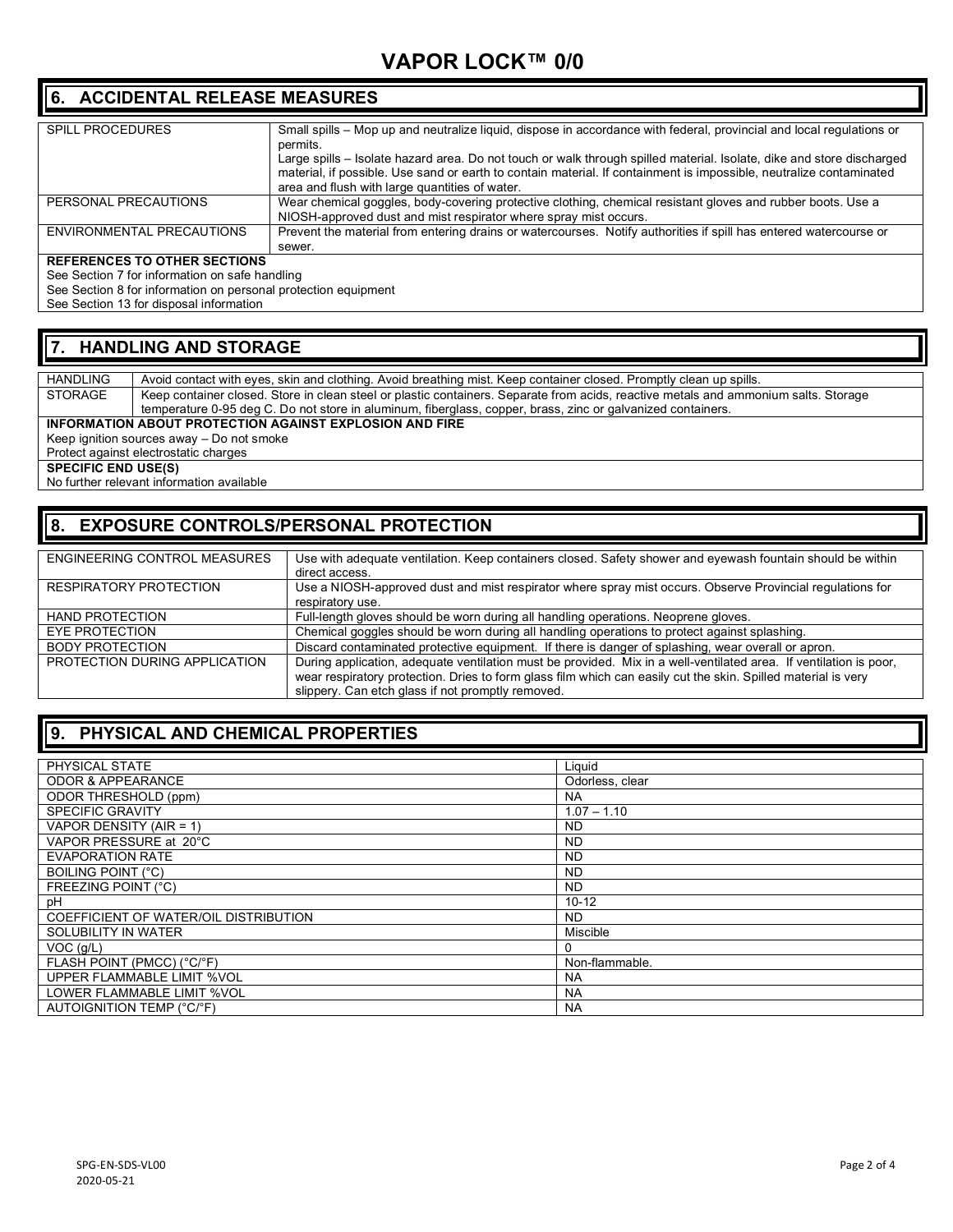# VAPOR LOCK™ 0/0

## 6. ACCIDENTAL RELEASE MEASURES

| | |
|---|---|
| SPILL PROCEDURES | Small spills – Mop up and neutralize liquid, dispose in accordance with federal, provincial and local regulations or permits.<br>Large spills – Isolate hazard area. Do not touch or walk through spilled material. Isolate, dike and store discharged material, if possible. Use sand or earth to contain material. If containment is impossible, neutralize contaminated area and flush with large quantities of water. |
| PERSONAL PRECAUTIONS | Wear chemical goggles, body-covering protective clothing, chemical resistant gloves and rubber boots. Use a NIOSH-approved dust and mist respirator where spray mist occurs. |
| ENVIRONMENTAL PRECAUTIONS | Prevent the material from entering drains or watercourses. Notify authorities if spill has entered watercourse or sewer. |

**REFERENCES TO OTHER SECTIONS**

See Section 7 for information on safe handling
See Section 8 for information on personal protection equipment
See Section 13 for disposal information

## 7. HANDLING AND STORAGE

| | |
|---|---|
| HANDLING | Avoid contact with eyes, skin and clothing. Avoid breathing mist. Keep container closed. Promptly clean up spills. |
| STORAGE | Keep container closed. Store in clean steel or plastic containers. Separate from acids, reactive metals and ammonium salts. Storage temperature 0-95 deg C. Do not store in aluminum, fiberglass, copper, brass, zinc or galvanized containers. |

**INFORMATION ABOUT PROTECTION AGAINST EXPLOSION AND FIRE**

Keep ignition sources away – Do not smoke
Protect against electrostatic charges

**SPECIFIC END USE(S)**

No further relevant information available

## 8. EXPOSURE CONTROLS/PERSONAL PROTECTION

| | |
|---|---|
| ENGINEERING CONTROL MEASURES | Use with adequate ventilation. Keep containers closed. Safety shower and eyewash fountain should be within direct access. |
| RESPIRATORY PROTECTION | Use a NIOSH-approved dust and mist respirator where spray mist occurs. Observe Provincial regulations for respiratory use. |
| HAND PROTECTION | Full-length gloves should be worn during all handling operations. Neoprene gloves. |
| EYE PROTECTION | Chemical goggles should be worn during all handling operations to protect against splashing. |
| BODY PROTECTION | Discard contaminated protective equipment. If there is danger of splashing, wear overall or apron. |
| PROTECTION DURING APPLICATION | During application, adequate ventilation must be provided. Mix in a well-ventilated area. If ventilation is poor, wear respiratory protection. Dries to form glass film which can easily cut the skin. Spilled material is very slippery. Can etch glass if not promptly removed. |

## 9. PHYSICAL AND CHEMICAL PROPERTIES

| | |
|---|---|
| PHYSICAL STATE | Liquid |
| ODOR & APPEARANCE | Odorless, clear |
| ODOR THRESHOLD (ppm) | NA |
| SPECIFIC GRAVITY | 1.07 – 1.10 |
| VAPOR DENSITY (AIR = 1) | ND |
| VAPOR PRESSURE at 20°C | ND |
| EVAPORATION RATE | ND |
| BOILING POINT (°C) | ND |
| FREEZING POINT (°C) | ND |
| pH | 10-12 |
| COEFFICIENT OF WATER/OIL DISTRIBUTION | ND |
| SOLUBILITY IN WATER | Miscible |
| VOC (g/L) | 0 |
| FLASH POINT (PMCC) (°C/°F) | Non-flammable. |
| UPPER FLAMMABLE LIMIT %VOL | NA |
| LOWER FLAMMABLE LIMIT %VOL | NA |
| AUTOIGNITION TEMP (°C/°F) | NA |

SPG-EN-SDS-VL00
2020-05-21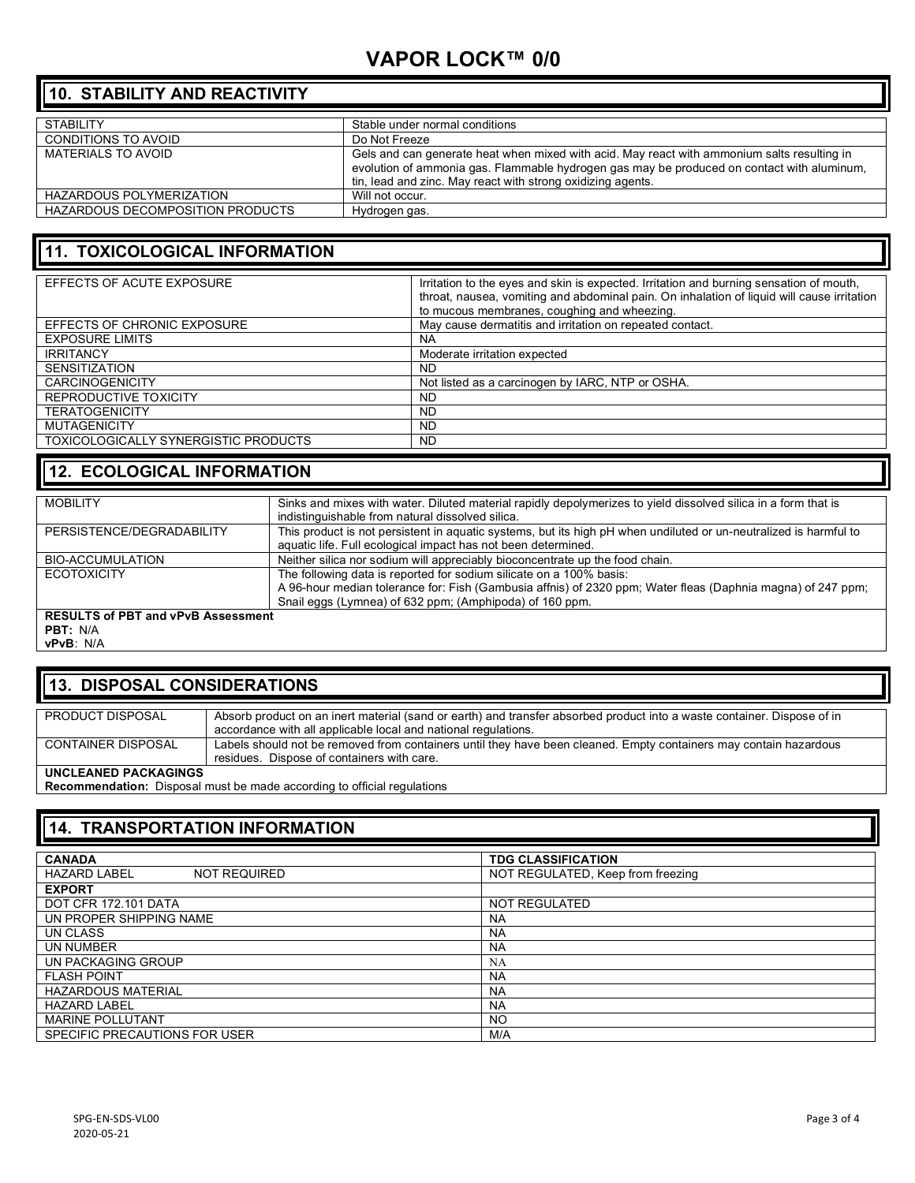# VAPOR LOCK™ 0/0

## 10. STABILITY AND REACTIVITY

| | |
|---|---|
| STABILITY | Stable under normal conditions |
| CONDITIONS TO AVOID | Do Not Freeze |
| MATERIALS TO AVOID | Gels and can generate heat when mixed with acid. May react with ammonium salts resulting in evolution of ammonia gas. Flammable hydrogen gas may be produced on contact with aluminum, tin, lead and zinc. May react with strong oxidizing agents. |
| HAZARDOUS POLYMERIZATION | Will not occur. |
| HAZARDOUS DECOMPOSITION PRODUCTS | Hydrogen gas. |

## 11. TOXICOLOGICAL INFORMATION

| | |
|---|---|
| EFFECTS OF ACUTE EXPOSURE | Irritation to the eyes and skin is expected. Irritation and burning sensation of mouth, throat, nausea, vomiting and abdominal pain. On inhalation of liquid will cause irritation to mucous membranes, coughing and wheezing. |
| EFFECTS OF CHRONIC EXPOSURE | May cause dermatitis and irritation on repeated contact. |
| EXPOSURE LIMITS | NA |
| IRRITANCY | Moderate irritation expected |
| SENSITIZATION | ND |
| CARCINOGENICITY | Not listed as a carcinogen by IARC, NTP or OSHA. |
| REPRODUCTIVE TOXICITY | ND |
| TERATOGENICITY | ND |
| MUTAGENICITY | ND |
| TOXICOLOGICALLY SYNERGISTIC PRODUCTS | ND |

## 12. ECOLOGICAL INFORMATION

| | |
|---|---|
| MOBILITY | Sinks and mixes with water. Diluted material rapidly depolymerizes to yield dissolved silica in a form that is indistinguishable from natural dissolved silica. |
| PERSISTENCE/DEGRADABILITY | This product is not persistent in aquatic systems, but its high pH when undiluted or un-neutralized is harmful to aquatic life. Full ecological impact has not been determined. |
| BIO-ACCUMULATION | Neither silica nor sodium will appreciably bioconcentrate up the food chain. |
| ECOTOXICITY | The following data is reported for sodium silicate on a 100% basis: A 96-hour median tolerance for: Fish (Gambusia affnis) of 2320 ppm; Water fleas (Daphnia magna) of 247 ppm; Snail eggs (Lymnea) of 632 ppm; (Amphipoda) of 160 ppm. |

**RESULTS of PBT and vPvB Assessment**
**PBT:** N/A
**vPvB**: N/A

## 13. DISPOSAL CONSIDERATIONS

| | |
|---|---|
| PRODUCT DISPOSAL | Absorb product on an inert material (sand or earth) and transfer absorbed product into a waste container. Dispose of in accordance with all applicable local and national regulations. |
| CONTAINER DISPOSAL | Labels should not be removed from containers until they have been cleaned. Empty containers may contain hazardous residues. Dispose of containers with care. |

**UNCLEANED PACKAGINGS**
**Recommendation:** Disposal must be made according to official regulations

## 14. TRANSPORTATION INFORMATION

| **CANADA** | **TDG CLASSIFICATION** |
|---|---|
| HAZARD LABEL NOT REQUIRED | NOT REGULATED, Keep from freezing |
| **EXPORT** | |
| DOT CFR 172.101 DATA | NOT REGULATED |
| UN PROPER SHIPPING NAME | NA |
| UN CLASS | NA |
| UN NUMBER | NA |
| UN PACKAGING GROUP | NA |
| FLASH POINT | NA |
| HAZARDOUS MATERIAL | NA |
| HAZARD LABEL | NA |
| MARINE POLLUTANT | NO |
| SPECIFIC PRECAUTIONS FOR USER | M/A |

SPG-EN-SDS-VL00
2020-05-21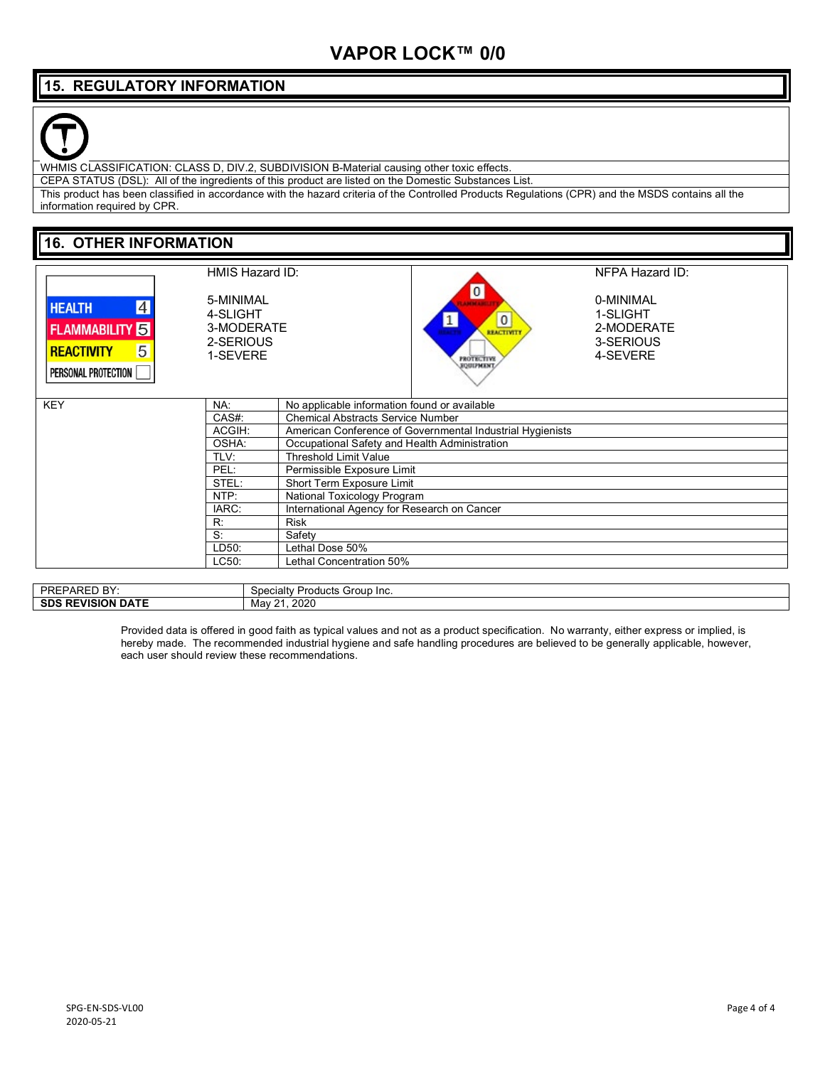# VAPOR LOCK™ 0/0

## 15. REGULATORY INFORMATION

WHMIS CLASSIFICATION: CLASS D, DIV.2, SUBDIVISION B-Material causing other toxic effects.

CEPA STATUS (DSL): All of the ingredients of this product are listed on the Domestic Substances List.

This product has been classified in accordance with the hazard criteria of the Controlled Products Regulations (CPR) and the MSDS contains all the information required by CPR.

## 16. OTHER INFORMATION

HEALTH 4

FLAMMABILITY 5

REACTIVITY 5

PERSONAL PROTECTION

HMIS Hazard ID:

5-MINIMAL
4-SLIGHT
3-MODERATE
2-SERIOUS
1-SEVERE

FLAMMABILITY 0

HEALTH 1

REACTIVITY 0

PROTECTIVE EQUIPMENT

NFPA Hazard ID:

0-MINIMAL
1-SLIGHT
2-MODERATE
3-SERIOUS
4-SEVERE

| | | |
|---|---|---|
| KEY | NA: | No applicable information found or available |
| | CAS#: | Chemical Abstracts Service Number |
| | ACGIH: | American Conference of Governmental Industrial Hygienists |
| | OSHA: | Occupational Safety and Health Administration |
| | TLV: | Threshold Limit Value |
| | PEL: | Permissible Exposure Limit |
| | STEL: | Short Term Exposure Limit |
| | NTP: | National Toxicology Program |
| | IARC: | International Agency for Research on Cancer |
| | R: | Risk |
| | S: | Safety |
| | LD50: | Lethal Dose 50% |
| | LC50: | Lethal Concentration 50% |

| | |
|---|---|
| PREPARED BY: | Specialty Products Group Inc. |
| **SDS REVISION DATE** | May 21, 2020 |

Provided data is offered in good faith as typical values and not as a product specification. No warranty, either express or implied, is hereby made. The recommended industrial hygiene and safe handling procedures are believed to be generally applicable, however, each user should review these recommendations.

SPG-EN-SDS-VL00
2020-05-21